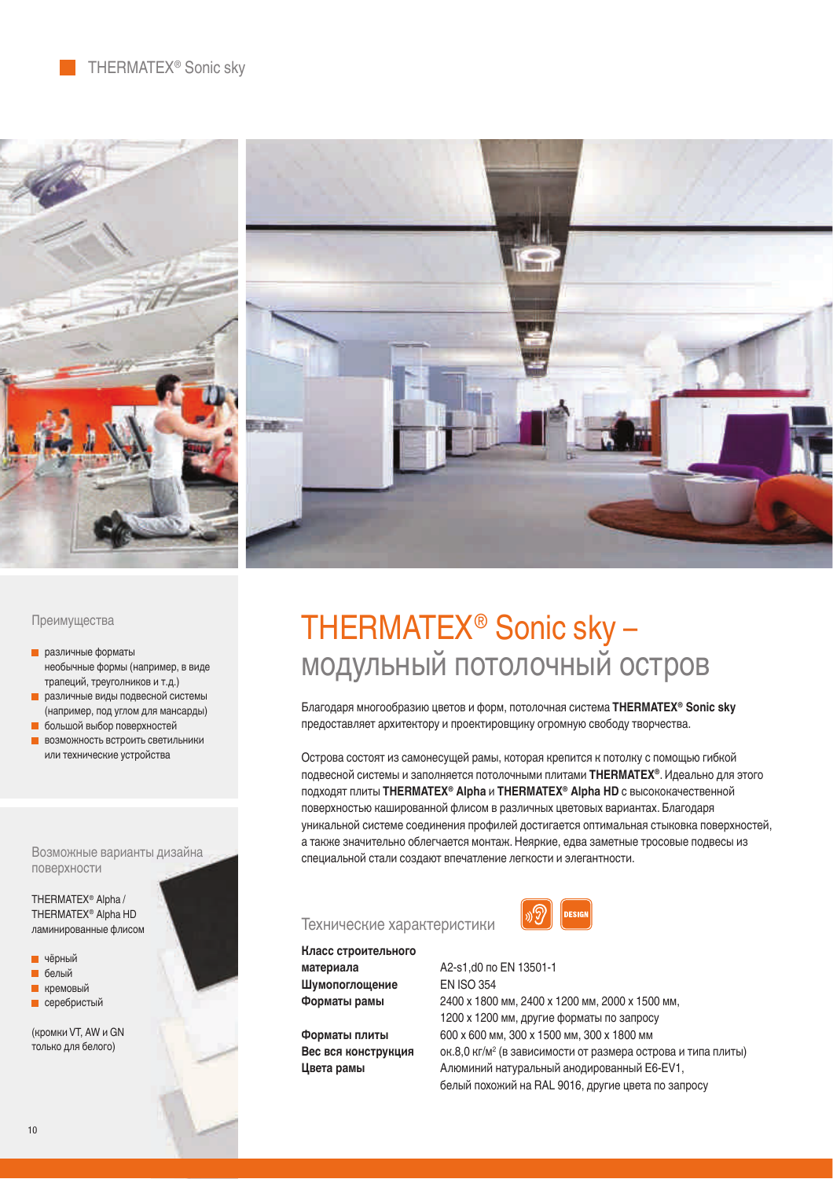# THERMATEX® Sonic sky – модульный потолочный остров

Благодаря многообразию цветов и форм, потолочная система **THERMATEX® Sonic sky** предоставляет архитектору и проектировщику огромную свободу творчества.

Острова состоят из самонесущей рамы, которая крепится к потолку с помощью гибкой подвесной системы и заполняется потолочными плитами **THERMATEX®**. Идеально для этого подходят плиты **THERMATEX® Alpha** и **THERMATEX® Alpha HD** с высококачественной поверхностью кашированной флисом в различных цветовых вариантах. Благодаря уникальной системе соединения профилей достигается оптимальная стыковка поверхностей, а также значительно облегчается монтаж. Неяркие, едва заметные тросовые подвесы из специальной стали создают впечатление легкости и элегантности.

## Преимущества

- различные форматы необычные формы (например, в виде трапеций, треугольников и т.д.)
- различные виды подвесной системы (например, под углом для мансарды)
- большой выбор поверхностей
- возможность встроить светильники или технические устройства

## Возможные варианты дизайна поверхности

THERMATEX® Alpha / THERMATEX® Alpha HD ламинированные флисом

- чёрный
- белый
- кремовый
- серебристый

(кромки VT, AW и GN только для белого)

## Технические характеристики

DESIGN

| | |
|---|---|
| **Класс строительного материала** | A2-s1,d0 по EN 13501-1 |
| **Шумопоглощение** | EN ISO 354 |
| **Форматы рамы** | 2400 x 1800 мм, 2400 x 1200 мм, 2000 x 1500 мм, 1200 x 1200 мм, другие форматы по запросу |
| **Форматы плиты** | 600 x 600 мм, 300 x 1500 мм, 300 x 1800 мм |
| **Вес вся конструкция** | ок.8,0 кг/м² (в зависимости от размера острова и типа плиты) |
| **Цвета рамы** | Алюминий натуральный анодированный E6-EV1, белый похожий на RAL 9016, другие цвета по запросу |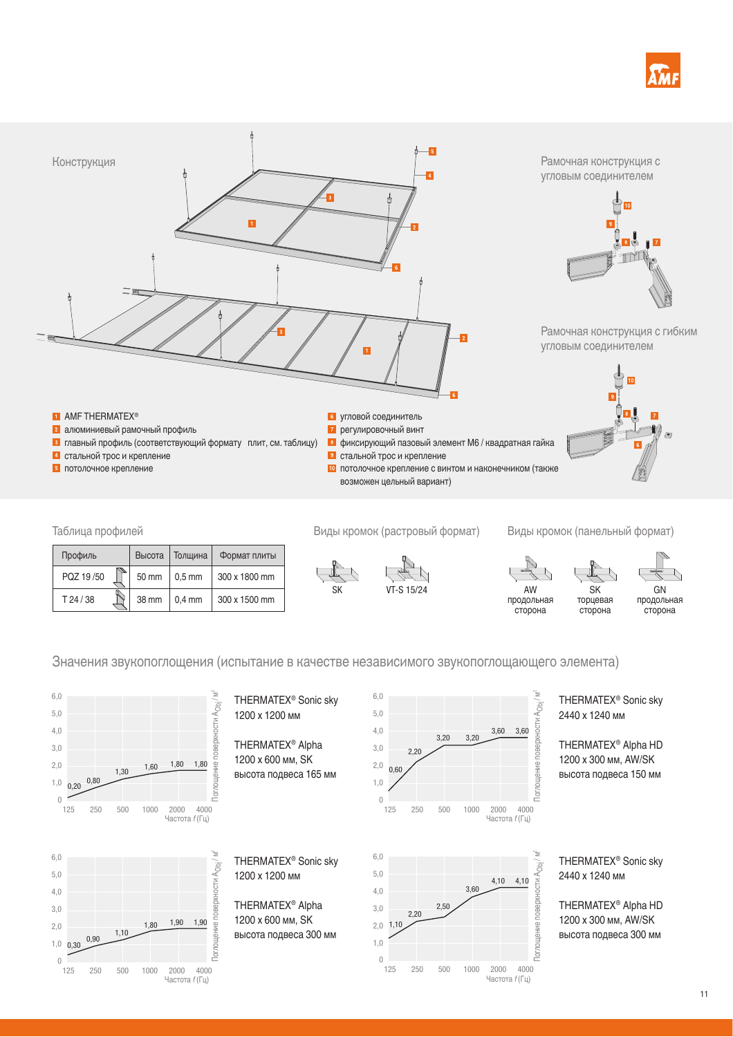## Конструкция

Рамочная конструкция с угловым соединителем

Рамочная конструкция с гибким угловым соединителем

1. AMF THERMATEX®
2. алюминиевый рамочный профиль
3. главный профиль (соответствующий формату плит, см. таблицу)
4. стальной трос и крепление
5. потолочное крепление
6. угловой соединитель
7. регулировочный винт
8. фиксирующий пазовый элемент M6 / квадратная гайка
9. стальной трос и крепление
10. потолочное крепление с винтом и наконечником (также возможен цельный вариант)

### Таблица профилей

| Профиль | Высота | Толщина | Формат плиты |
|---|---|---|---|
| PQZ 19 /50 | 50 mm | 0,5 mm | 300 x 1800 mm |
| T 24 / 38 | 38 mm | 0,4 mm | 300 x 1500 mm |

### Виды кромок (растровый формат)

SK

VT-S 15/24

### Виды кромок (панельный формат)

AW продольная сторона

SK торцевая сторона

GN продольная сторона

## Значения звукопоглощения (испытание в качестве независимого звукопоглощающего элемента)

Поглощение поверхности $A_{Obj}$ / м²

Частота $f$ (Гц)

0,20 0,80 1,30 1,60 1,80 1,80

125 250 500 1000 2000 4000

THERMATEX® Sonic sky
1200 x 1200 мм

THERMATEX® Alpha
1200 x 600 мм, SK
высота подвеса 165 мм

Поглощение поверхности $A_{Obj}$ / м²

Частота $f$ (Гц)

0,60 2,20 3,20 3,20 3,60 3,60

125 250 500 1000 2000 4000

THERMATEX® Sonic sky
2440 x 1240 мм

THERMATEX® Alpha HD
1200 x 300 мм, AW/SK
высота подвеса 150 мм

Поглощение поверхности $A_{Obj}$ / м²

Частота $f$ (Гц)

0,30 0,90 1,10 1,80 1,90 1,90

125 250 500 1000 2000 4000

THERMATEX® Sonic sky
1200 x 1200 мм

THERMATEX® Alpha
1200 x 600 мм, SK
высота подвеса 300 мм

Поглощение поверхности $A_{Obj}$ / м²

Частота $f$ (Гц)

1,10 2,20 2,50 3,60 4,10 4,10

125 250 500 1000 2000 4000

THERMATEX® Sonic sky
2440 x 1240 мм

THERMATEX® Alpha HD
1200 x 300 мм, AW/SK
высота подвеса 300 мм